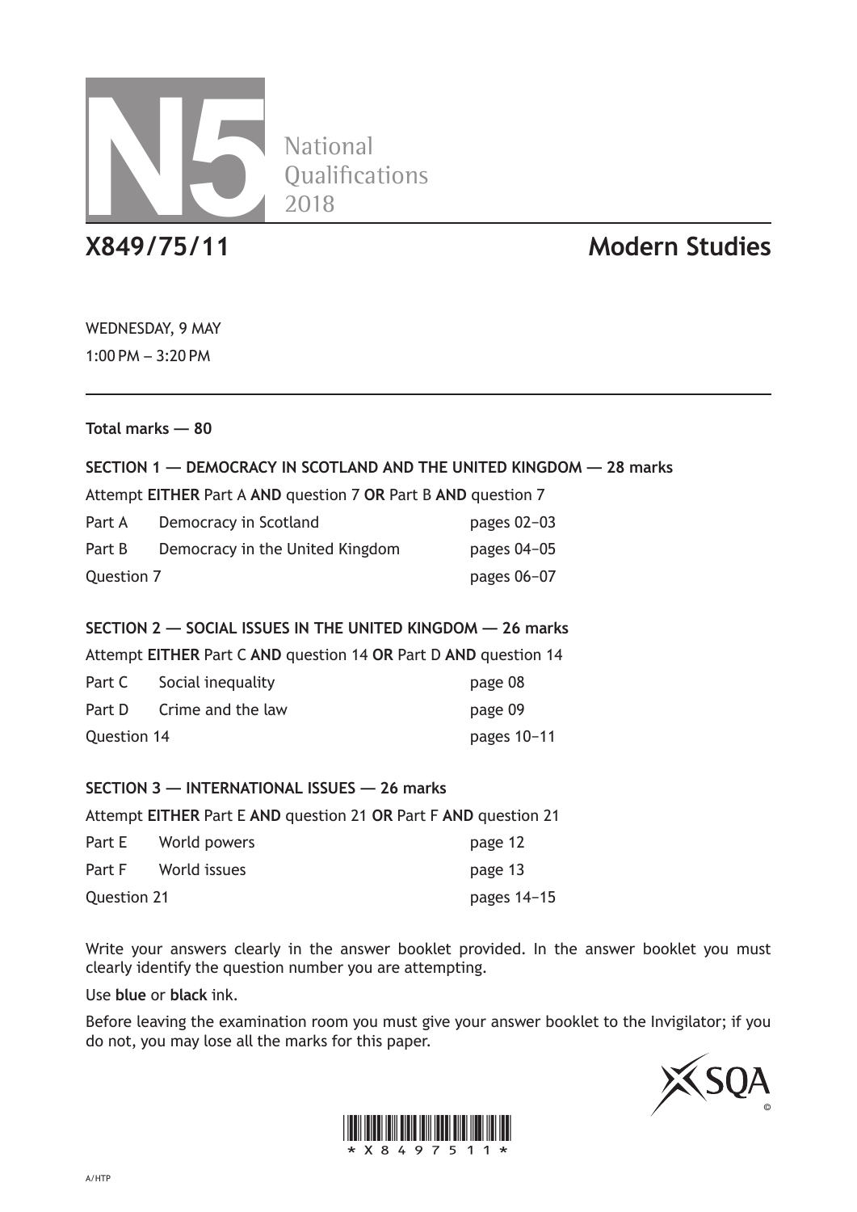# N5 National Qualifications 2018

## X849/75/11 Modern Studies

WEDNESDAY, 9 MAY

1:00 PM – 3:20 PM

**Total marks — 80**

**SECTION 1 — DEMOCRACY IN SCOTLAND AND THE UNITED KINGDOM — 28 marks**

Attempt **EITHER** Part A **AND** question 7 **OR** Part B **AND** question 7

| | | |
|---|---|---|
| Part A | Democracy in Scotland | pages 02–03 |
| Part B | Democracy in the United Kingdom | pages 04–05 |
| Question 7 | | pages 06–07 |

**SECTION 2 — SOCIAL ISSUES IN THE UNITED KINGDOM — 26 marks**

Attempt **EITHER** Part C **AND** question 14 **OR** Part D **AND** question 14

| | | |
|---|---|---|
| Part C | Social inequality | page 08 |
| Part D | Crime and the law | page 09 |
| Question 14 | | pages 10–11 |

**SECTION 3 — INTERNATIONAL ISSUES — 26 marks**

Attempt **EITHER** Part E **AND** question 21 **OR** Part F **AND** question 21

| | | |
|---|---|---|
| Part E | World powers | page 12 |
| Part F | World issues | page 13 |
| Question 21 | | pages 14–15 |

Write your answers clearly in the answer booklet provided. In the answer booklet you must clearly identify the question number you are attempting.

Use **blue** or **black** ink.

Before leaving the examination room you must give your answer booklet to the Invigilator; if you do not, you may lose all the marks for this paper.

*X8497511*

A/HTP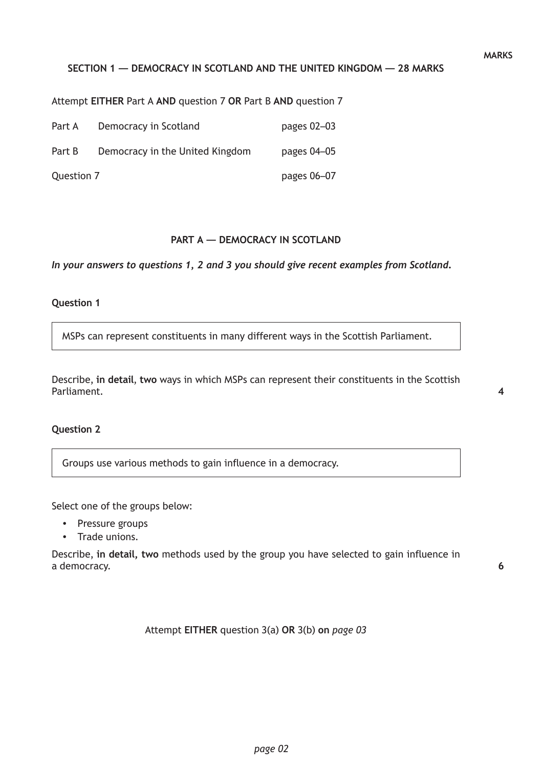**MARKS**

## SECTION 1 — DEMOCRACY IN SCOTLAND AND THE UNITED KINGDOM — 28 MARKS

Attempt **EITHER** Part A **AND** question 7 **OR** Part B **AND** question 7

| | | |
|---|---|---|
| Part A | Democracy in Scotland | pages 02–03 |
| Part B | Democracy in the United Kingdom | pages 04–05 |
| Question 7 | | pages 06–07 |

### PART A — DEMOCRACY IN SCOTLAND

***In your answers to questions 1, 2 and 3 you should give recent examples from Scotland.***

**Question 1**

> MSPs can represent constituents in many different ways in the Scottish Parliament.

Describe, **in detail**, **two** ways in which MSPs can represent their constituents in the Scottish Parliament. **4**

**Question 2**

> Groups use various methods to gain influence in a democracy.

Select one of the groups below:

- Pressure groups
- Trade unions.

Describe, **in detail, two** methods used by the group you have selected to gain influence in a democracy. **6**

Attempt **EITHER** question 3(a) **OR** 3(b) **on** *page 03*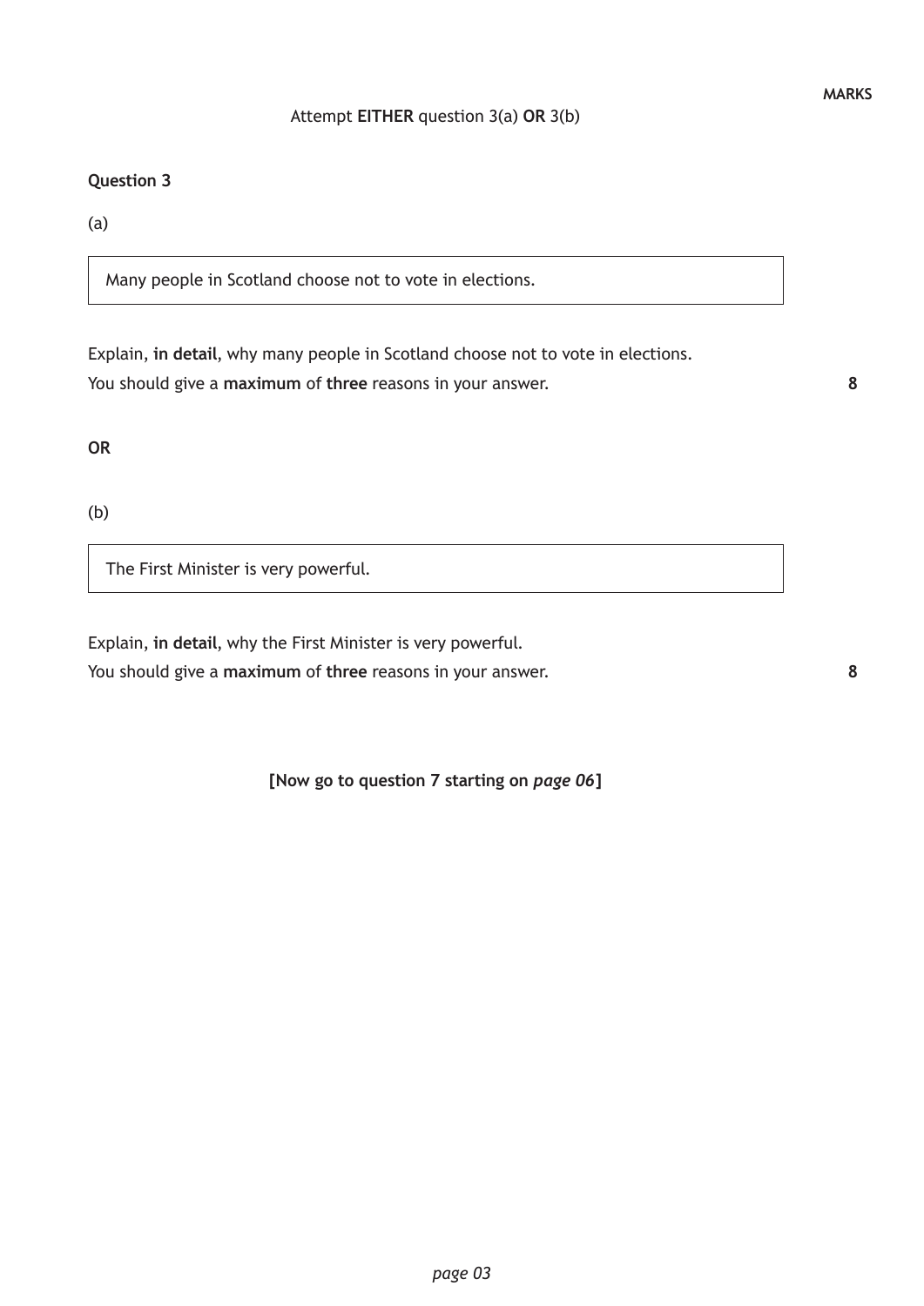MARKS

Attempt **EITHER** question 3(a) **OR** 3(b)

**Question 3**

(a)

> Many people in Scotland choose not to vote in elections.

Explain, **in detail**, why many people in Scotland choose not to vote in elections.
You should give a **maximum** of **three** reasons in your answer. **8**

**OR**

(b)

> The First Minister is very powerful.

Explain, **in detail**, why the First Minister is very powerful.
You should give a **maximum** of **three** reasons in your answer. **8**

**[Now go to question 7 starting on *page 06*]**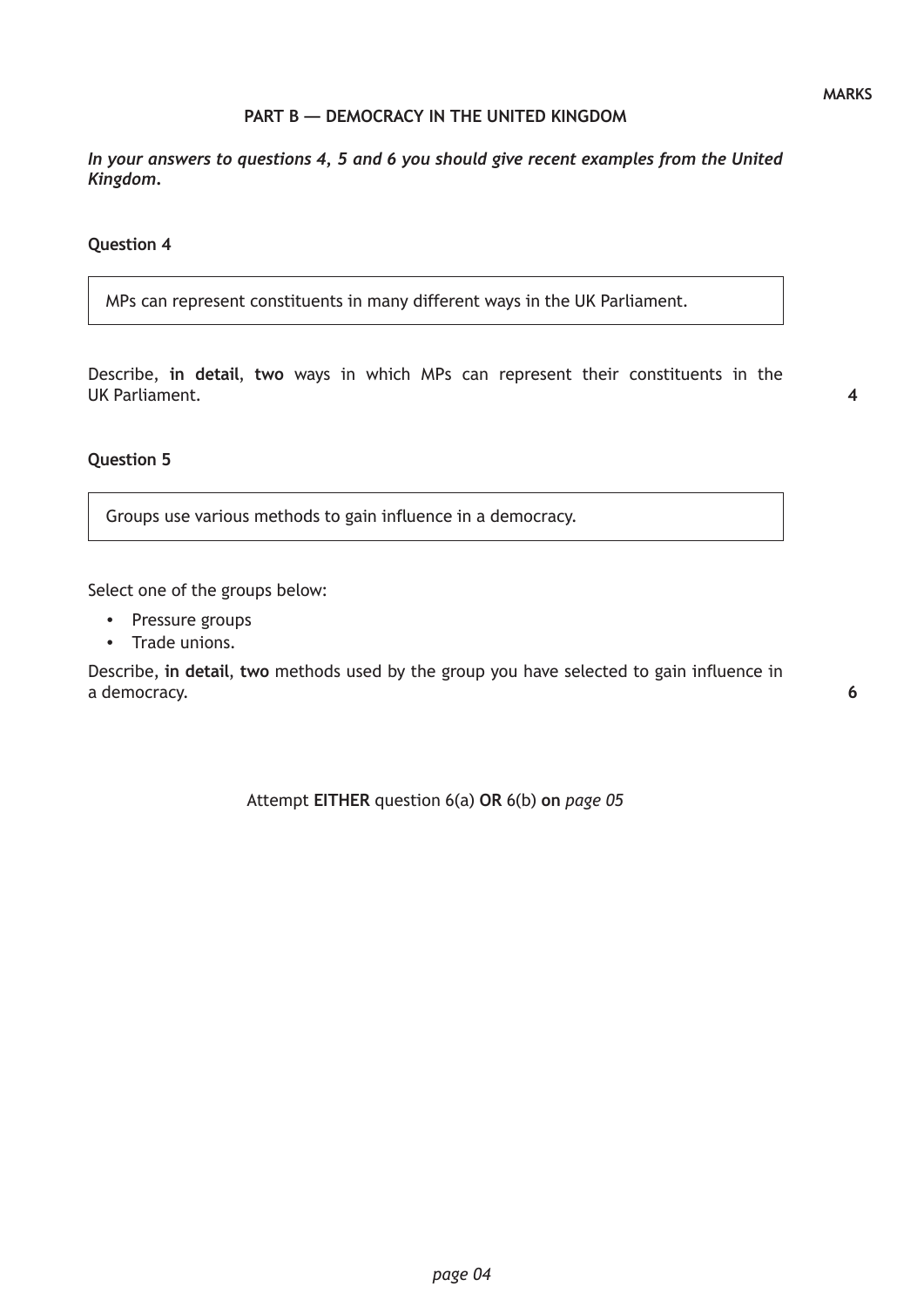MARKS

## PART B — DEMOCRACY IN THE UNITED KINGDOM

***In your answers to questions 4, 5 and 6 you should give recent examples from the United Kingdom.***

### Question 4

> MPs can represent constituents in many different ways in the UK Parliament.

Describe, **in detail**, **two** ways in which MPs can represent their constituents in the UK Parliament. **4**

### Question 5

> Groups use various methods to gain influence in a democracy.

Select one of the groups below:

- Pressure groups
- Trade unions.

Describe, **in detail**, **two** methods used by the group you have selected to gain influence in a democracy. **6**

Attempt **EITHER** question 6(a) **OR** 6(b) **on** *page 05*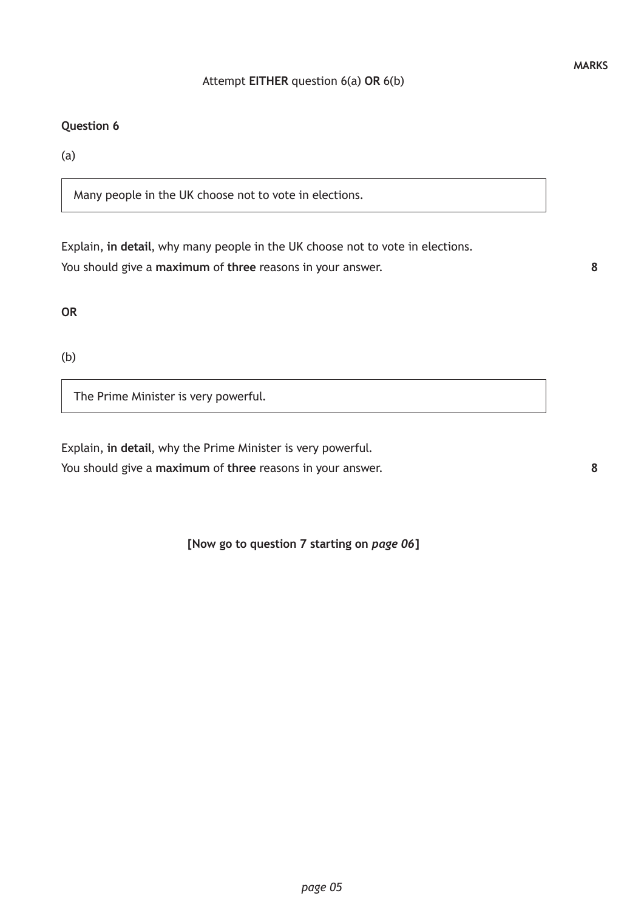**MARKS**

Attempt **EITHER** question 6(a) **OR** 6(b)

**Question 6**

(a)

> Many people in the UK choose not to vote in elections.

Explain, **in detail**, why many people in the UK choose not to vote in elections.
You should give a **maximum** of **three** reasons in your answer. **8**

**OR**

(b)

> The Prime Minister is very powerful.

Explain, **in detail**, why the Prime Minister is very powerful.
You should give a **maximum** of **three** reasons in your answer. **8**

**[Now go to question 7 starting on *page 06*]**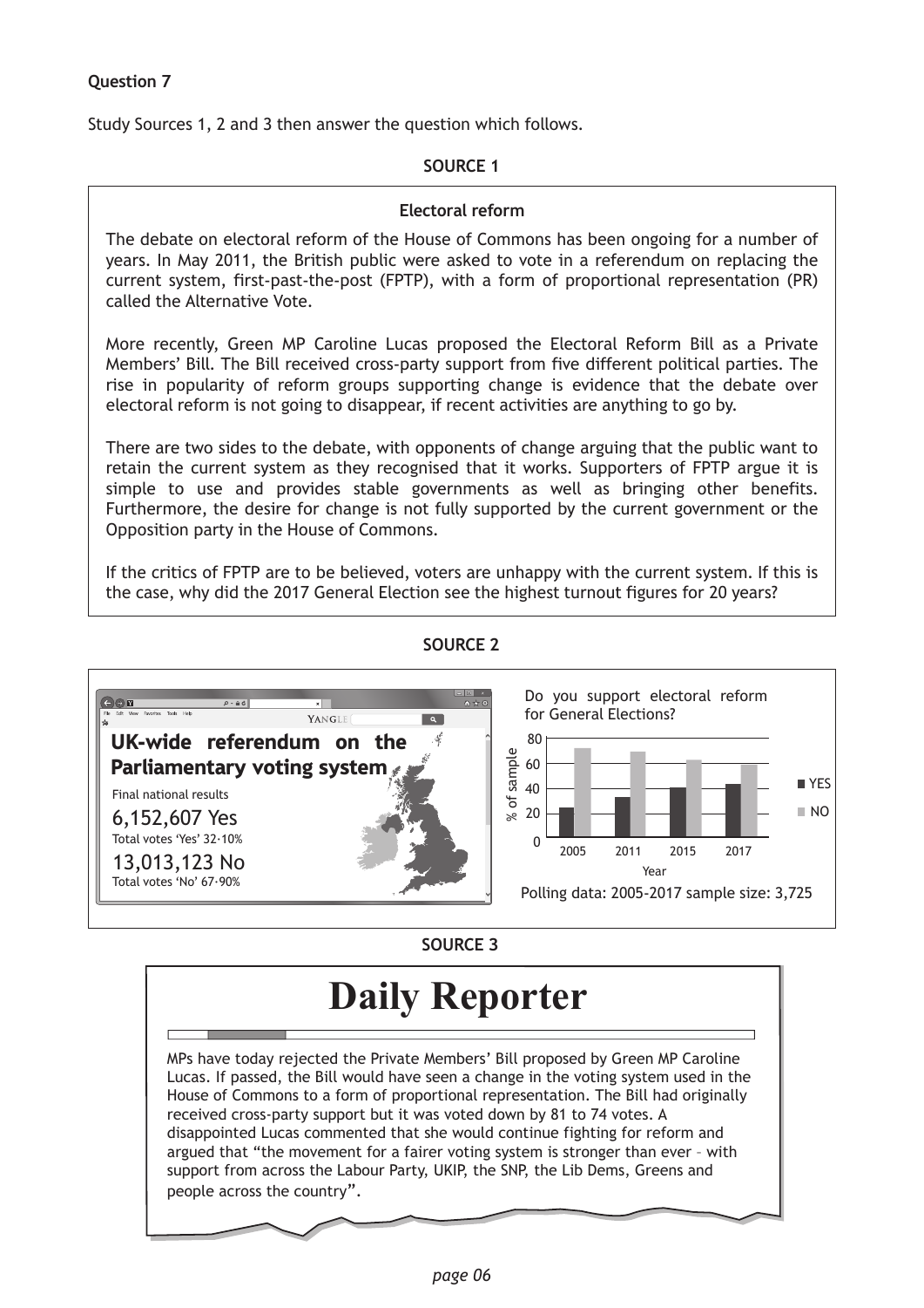**Question 7**

Study Sources 1, 2 and 3 then answer the question which follows.

**SOURCE 1**

**Electoral reform**

The debate on electoral reform of the House of Commons has been ongoing for a number of years. In May 2011, the British public were asked to vote in a referendum on replacing the current system, first-past-the-post (FPTP), with a form of proportional representation (PR) called the Alternative Vote.

More recently, Green MP Caroline Lucas proposed the Electoral Reform Bill as a Private Members' Bill. The Bill received cross-party support from five different political parties. The rise in popularity of reform groups supporting change is evidence that the debate over electoral reform is not going to disappear, if recent activities are anything to go by.

There are two sides to the debate, with opponents of change arguing that the public want to retain the current system as they recognised that it works. Supporters of FPTP argue it is simple to use and provides stable governments as well as bringing other benefits. Furthermore, the desire for change is not fully supported by the current government or the Opposition party in the House of Commons.

If the critics of FPTP are to be believed, voters are unhappy with the current system. If this is the case, why did the 2017 General Election see the highest turnout figures for 20 years?

**SOURCE 2**

**UK-wide referendum on the Parliamentary voting system**

Final national results

6,152,607 Yes
Total votes 'Yes' 32·10%

13,013,123 No
Total votes 'No' 67·90%

Do you support electoral reform for General Elections?

(Bar chart: % of sample by Year, YES and NO)

| Year | YES (% of sample, approx.) | NO (% of sample, approx.) |
|---|---|---|
| 2005 | 25 | 72 |
| 2011 | 33 | 69 |
| 2015 | 40 | 63 |
| 2017 | 43 | 59 |

Polling data: 2005-2017 sample size: 3,725

**SOURCE 3**

# Daily Reporter

MPs have today rejected the Private Members' Bill proposed by Green MP Caroline Lucas. If passed, the Bill would have seen a change in the voting system used in the House of Commons to a form of proportional representation. The Bill had originally received cross-party support but it was voted down by 81 to 74 votes. A disappointed Lucas commented that she would continue fighting for reform and argued that "the movement for a fairer voting system is stronger than ever – with support from across the Labour Party, UKIP, the SNP, the Lib Dems, Greens and people across the country".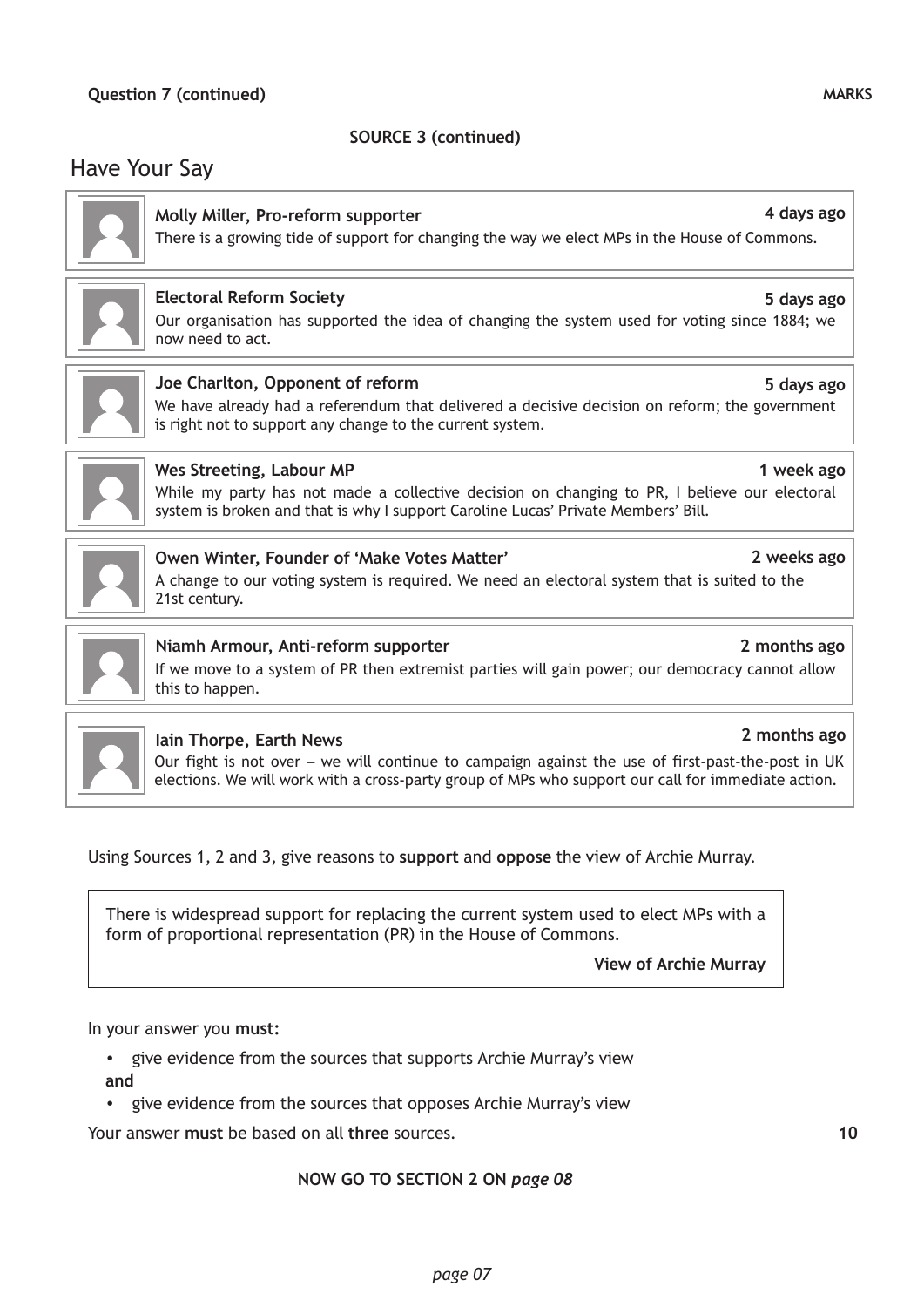**Question 7 (continued)**

**MARKS**

**SOURCE 3 (continued)**

## Have Your Say

**Molly Miller, Pro-reform supporter** — **4 days ago**
There is a growing tide of support for changing the way we elect MPs in the House of Commons.

**Electoral Reform Society** — **5 days ago**
Our organisation has supported the idea of changing the system used for voting since 1884; we now need to act.

**Joe Charlton, Opponent of reform** — **5 days ago**
We have already had a referendum that delivered a decisive decision on reform; the government is right not to support any change to the current system.

**Wes Streeting, Labour MP** — **1 week ago**
While my party has not made a collective decision on changing to PR, I believe our electoral system is broken and that is why I support Caroline Lucas' Private Members' Bill.

**Owen Winter, Founder of 'Make Votes Matter'** — **2 weeks ago**
A change to our voting system is required. We need an electoral system that is suited to the 21st century.

**Niamh Armour, Anti-reform supporter** — **2 months ago**
If we move to a system of PR then extremist parties will gain power; our democracy cannot allow this to happen.

**Iain Thorpe, Earth News** — **2 months ago**
Our fight is not over – we will continue to campaign against the use of first-past-the-post in UK elections. We will work with a cross-party group of MPs who support our call for immediate action.

Using Sources 1, 2 and 3, give reasons to **support** and **oppose** the view of Archie Murray.

> There is widespread support for replacing the current system used to elect MPs with a form of proportional representation (PR) in the House of Commons.
>
> **View of Archie Murray**

In your answer you **must:**

- give evidence from the sources that supports Archie Murray's view

**and**

- give evidence from the sources that opposes Archie Murray's view

Your answer **must** be based on all **three** sources. **10**

**NOW GO TO SECTION 2 ON** ***page 08***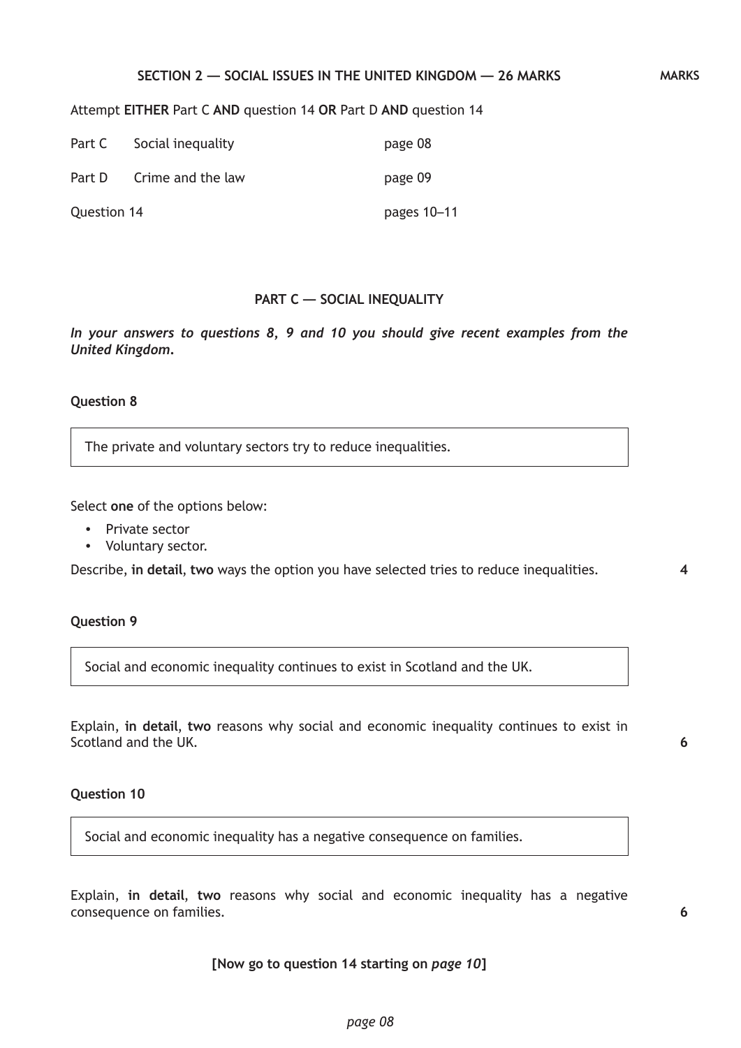## SECTION 2 — SOCIAL ISSUES IN THE UNITED KINGDOM — 26 MARKS

MARKS

Attempt **EITHER** Part C **AND** question 14 **OR** Part D **AND** question 14

| | | |
|---|---|---|
| Part C | Social inequality | page 08 |
| Part D | Crime and the law | page 09 |
| Question 14 | | pages 10–11 |

### PART C — SOCIAL INEQUALITY

***In your answers to questions 8, 9 and 10 you should give recent examples from the United Kingdom.***

**Question 8**

> The private and voluntary sectors try to reduce inequalities.

Select **one** of the options below:

- Private sector
- Voluntary sector.

Describe, **in detail**, **two** ways the option you have selected tries to reduce inequalities. **4**

**Question 9**

> Social and economic inequality continues to exist in Scotland and the UK.

Explain, **in detail**, **two** reasons why social and economic inequality continues to exist in Scotland and the UK. **6**

**Question 10**

> Social and economic inequality has a negative consequence on families.

Explain, **in detail**, **two** reasons why social and economic inequality has a negative consequence on families. **6**

**[Now go to question 14 starting on *page 10*]**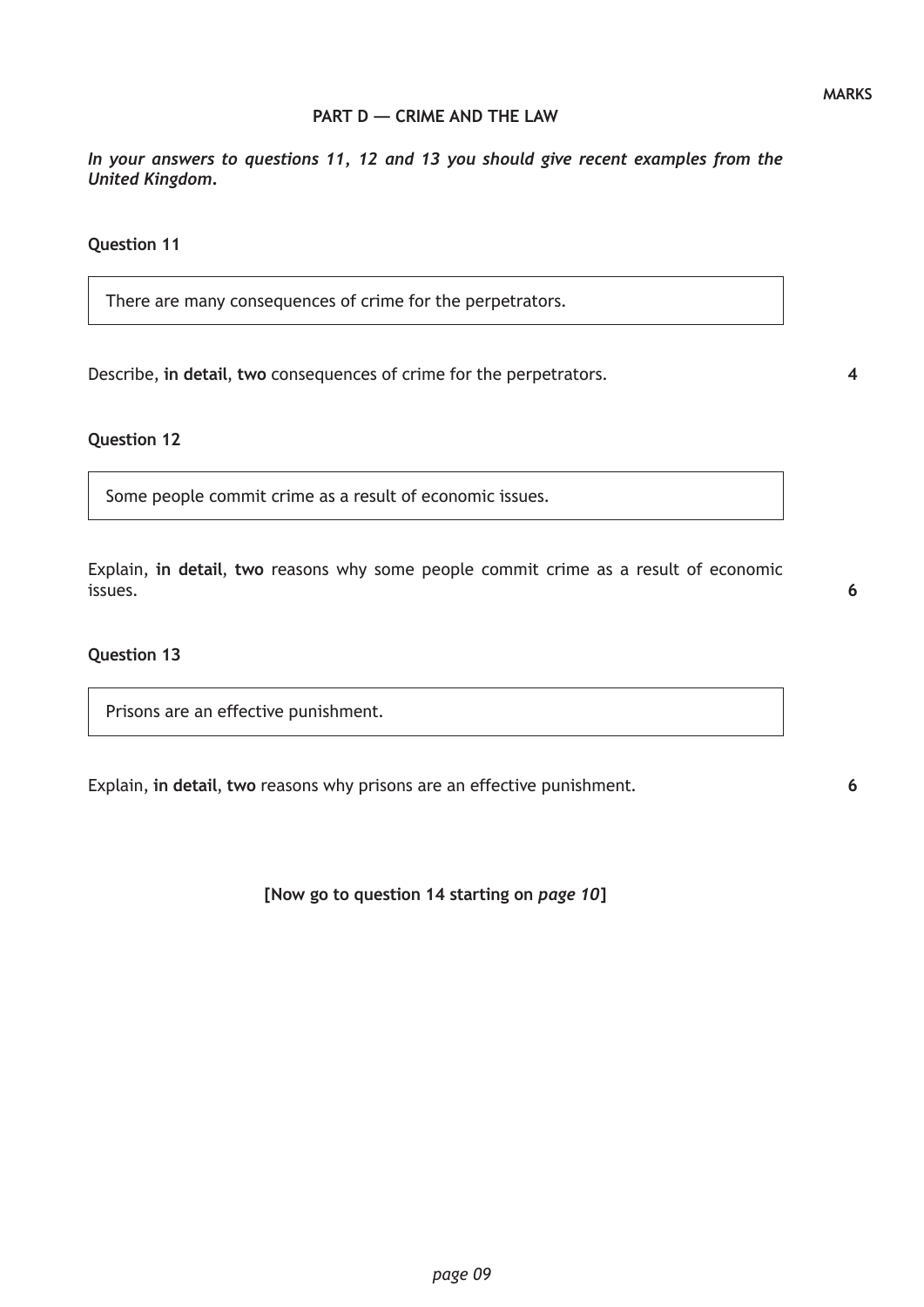MARKS

## PART D — CRIME AND THE LAW

***In your answers to questions 11, 12 and 13 you should give recent examples from the United Kingdom.***

### Question 11

> There are many consequences of crime for the perpetrators.

Describe, **in detail**, **two** consequences of crime for the perpetrators. **4**

### Question 12

> Some people commit crime as a result of economic issues.

Explain, **in detail**, **two** reasons why some people commit crime as a result of economic issues. **6**

### Question 13

> Prisons are an effective punishment.

Explain, **in detail**, **two** reasons why prisons are an effective punishment. **6**

**[Now go to question 14 starting on *page 10*]**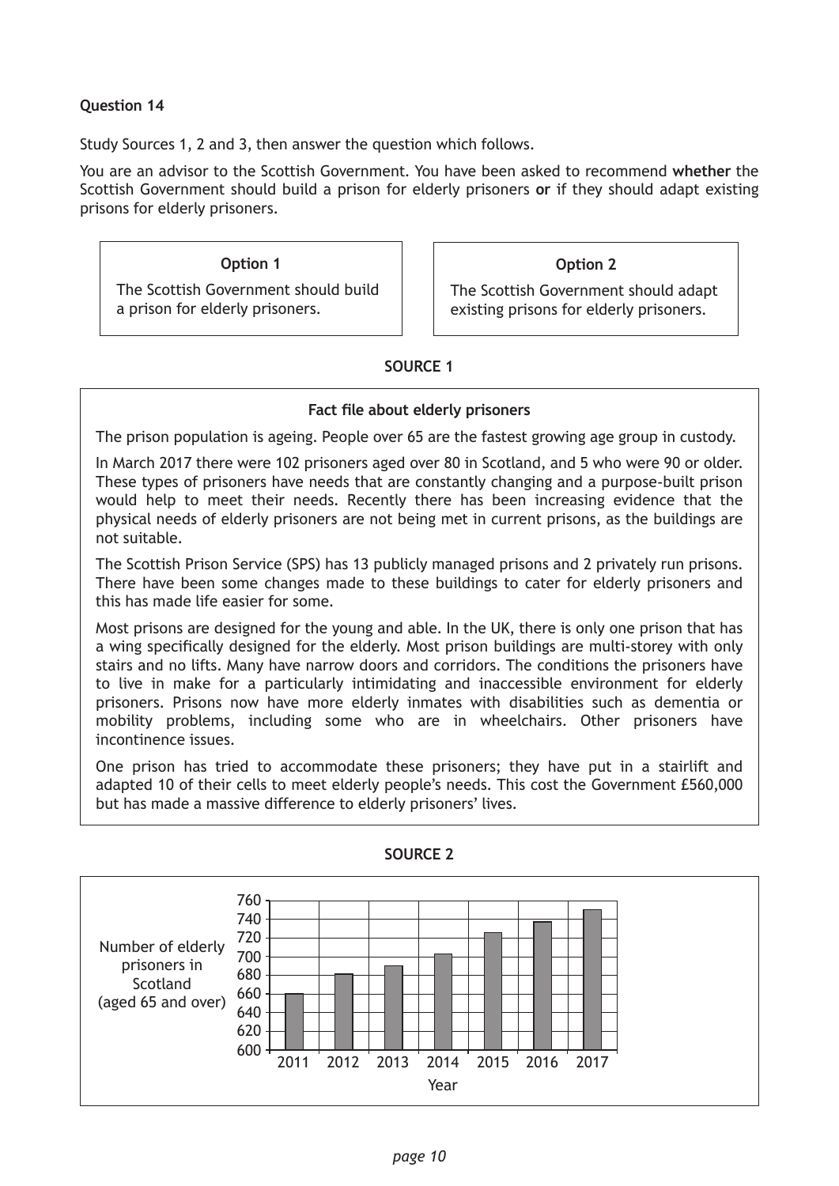**Question 14**

Study Sources 1, 2 and 3, then answer the question which follows.

You are an advisor to the Scottish Government. You have been asked to recommend **whether** the Scottish Government should build a prison for elderly prisoners **or** if they should adapt existing prisons for elderly prisoners.

**Option 1**

The Scottish Government should build a prison for elderly prisoners.

**Option 2**

The Scottish Government should adapt existing prisons for elderly prisoners.

**SOURCE 1**

**Fact file about elderly prisoners**

The prison population is ageing. People over 65 are the fastest growing age group in custody.

In March 2017 there were 102 prisoners aged over 80 in Scotland, and 5 who were 90 or older. These types of prisoners have needs that are constantly changing and a purpose-built prison would help to meet their needs. Recently there has been increasing evidence that the physical needs of elderly prisoners are not being met in current prisons, as the buildings are not suitable.

The Scottish Prison Service (SPS) has 13 publicly managed prisons and 2 privately run prisons. There have been some changes made to these buildings to cater for elderly prisoners and this has made life easier for some.

Most prisons are designed for the young and able. In the UK, there is only one prison that has a wing specifically designed for the elderly. Most prison buildings are multi-storey with only stairs and no lifts. Many have narrow doors and corridors. The conditions the prisoners have to live in make for a particularly intimidating and inaccessible environment for elderly prisoners. Prisons now have more elderly inmates with disabilities such as dementia or mobility problems, including some who are in wheelchairs. Other prisoners have incontinence issues.

One prison has tried to accommodate these prisoners; they have put in a stairlift and adapted 10 of their cells to meet elderly people's needs. This cost the Government £560,000 but has made a massive difference to elderly prisoners' lives.

**SOURCE 2**

Number of elderly prisoners in Scotland (aged 65 and over)

| Year | Number of elderly prisoners (approx.) |
|---|---|
| 2011 | 660 |
| 2012 | 681 |
| 2013 | 690 |
| 2014 | 703 |
| 2015 | 725 |
| 2016 | 737 |
| 2017 | 750 |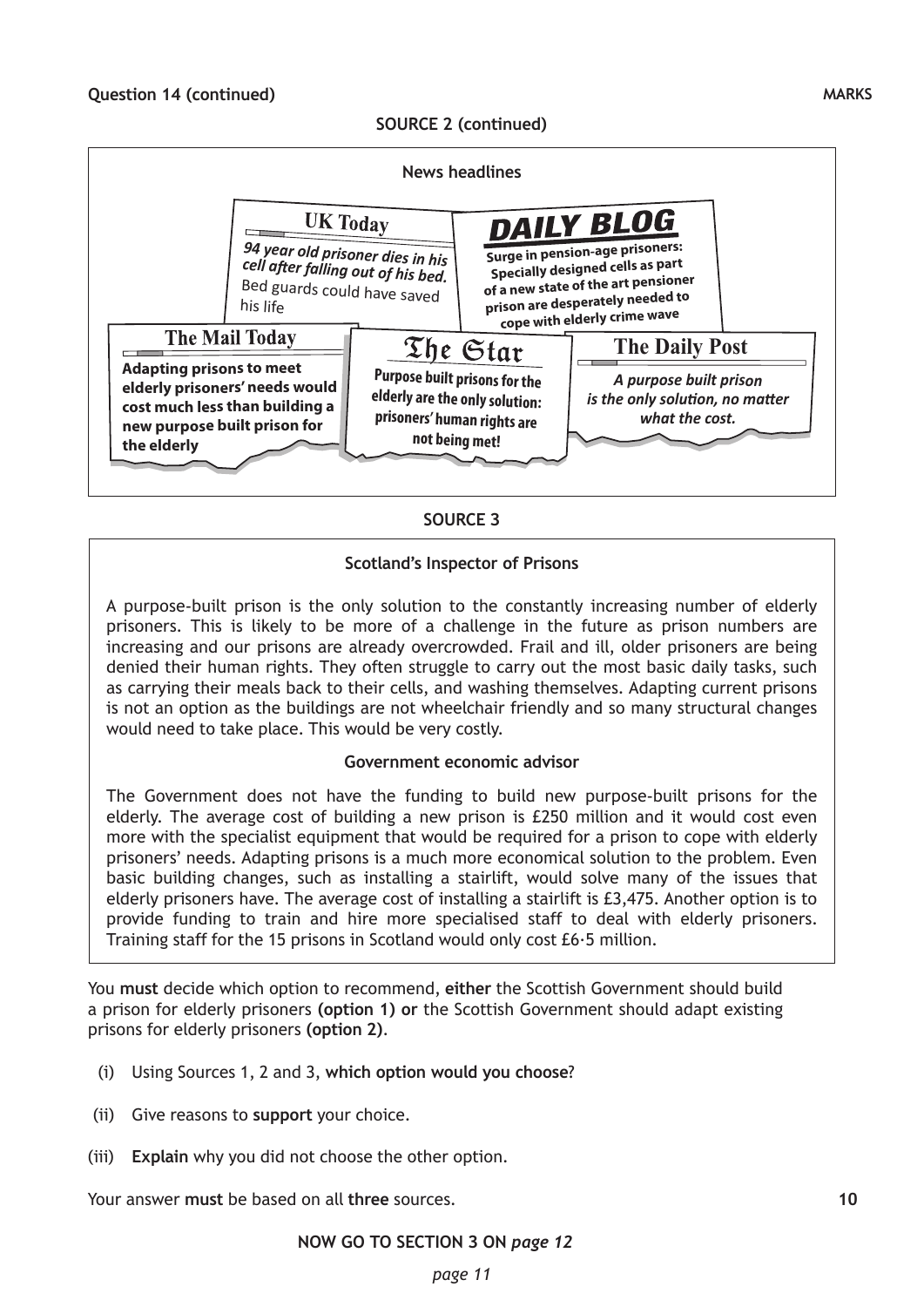**Question 14 (continued)**

**MARKS**

**SOURCE 2 (continued)**

**News headlines**

**UK Today**

***94 year old prisoner dies in his cell after falling out of his bed.***
Bed guards could have saved his life

**DAILY BLOG**

**Surge in pension-age prisoners: Specially designed cells as part of a new state of the art pensioner prison are desperately needed to cope with elderly crime wave**

**The Mail Today**

**Adapting prisons to meet elderly prisoners' needs would cost much less than building a new purpose built prison for the elderly**

**The Star**

**Purpose built prisons for the elderly are the only solution: prisoners' human rights are not being met!**

**The Daily Post**

***A purpose built prison is the only solution, no matter what the cost.***

**SOURCE 3**

**Scotland's Inspector of Prisons**

A purpose-built prison is the only solution to the constantly increasing number of elderly prisoners. This is likely to be more of a challenge in the future as prison numbers are increasing and our prisons are already overcrowded. Frail and ill, older prisoners are being denied their human rights. They often struggle to carry out the most basic daily tasks, such as carrying their meals back to their cells, and washing themselves. Adapting current prisons is not an option as the buildings are not wheelchair friendly and so many structural changes would need to take place. This would be very costly.

**Government economic advisor**

The Government does not have the funding to build new purpose-built prisons for the elderly. The average cost of building a new prison is £250 million and it would cost even more with the specialist equipment that would be required for a prison to cope with elderly prisoners' needs. Adapting prisons is a much more economical solution to the problem. Even basic building changes, such as installing a stairlift, would solve many of the issues that elderly prisoners have. The average cost of installing a stairlift is £3,475. Another option is to provide funding to train and hire more specialised staff to deal with elderly prisoners. Training staff for the 15 prisons in Scotland would only cost £6·5 million.

You **must** decide which option to recommend, **either** the Scottish Government should build a prison for elderly prisoners **(option 1) or** the Scottish Government should adapt existing prisons for elderly prisoners **(option 2)**.

(i) Using Sources 1, 2 and 3, **which option would you choose**?

(ii) Give reasons to **support** your choice.

(iii) **Explain** why you did not choose the other option.

Your answer **must** be based on all **three** sources. **10**

**NOW GO TO SECTION 3 ON** ***page 12***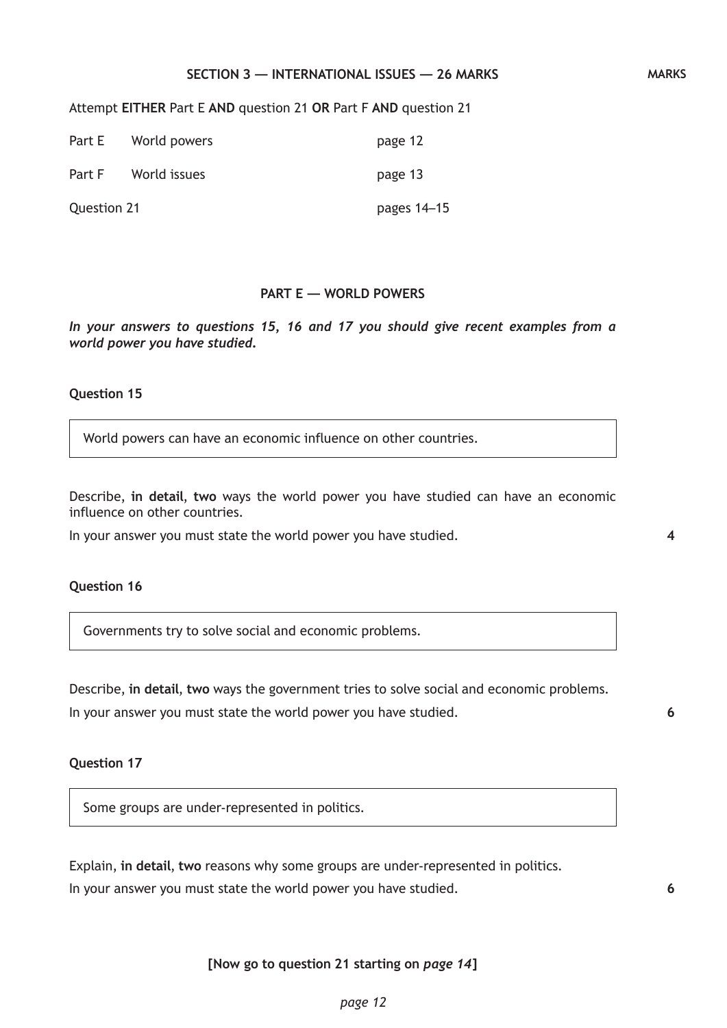## SECTION 3 — INTERNATIONAL ISSUES — 26 MARKS

MARKS

Attempt **EITHER** Part E **AND** question 21 **OR** Part F **AND** question 21

| | | |
|---|---|---|
| Part E | World powers | page 12 |
| Part F | World issues | page 13 |
| Question 21 | | pages 14–15 |

### PART E — WORLD POWERS

***In your answers to questions 15, 16 and 17 you should give recent examples from a world power you have studied.***

**Question 15**

World powers can have an economic influence on other countries.

Describe, **in detail**, **two** ways the world power you have studied can have an economic influence on other countries.

In your answer you must state the world power you have studied. **4**

**Question 16**

Governments try to solve social and economic problems.

Describe, **in detail**, **two** ways the government tries to solve social and economic problems.

In your answer you must state the world power you have studied. **6**

**Question 17**

Some groups are under-represented in politics.

Explain, **in detail**, **two** reasons why some groups are under-represented in politics.

In your answer you must state the world power you have studied. **6**

**[Now go to question 21 starting on *page 14*]**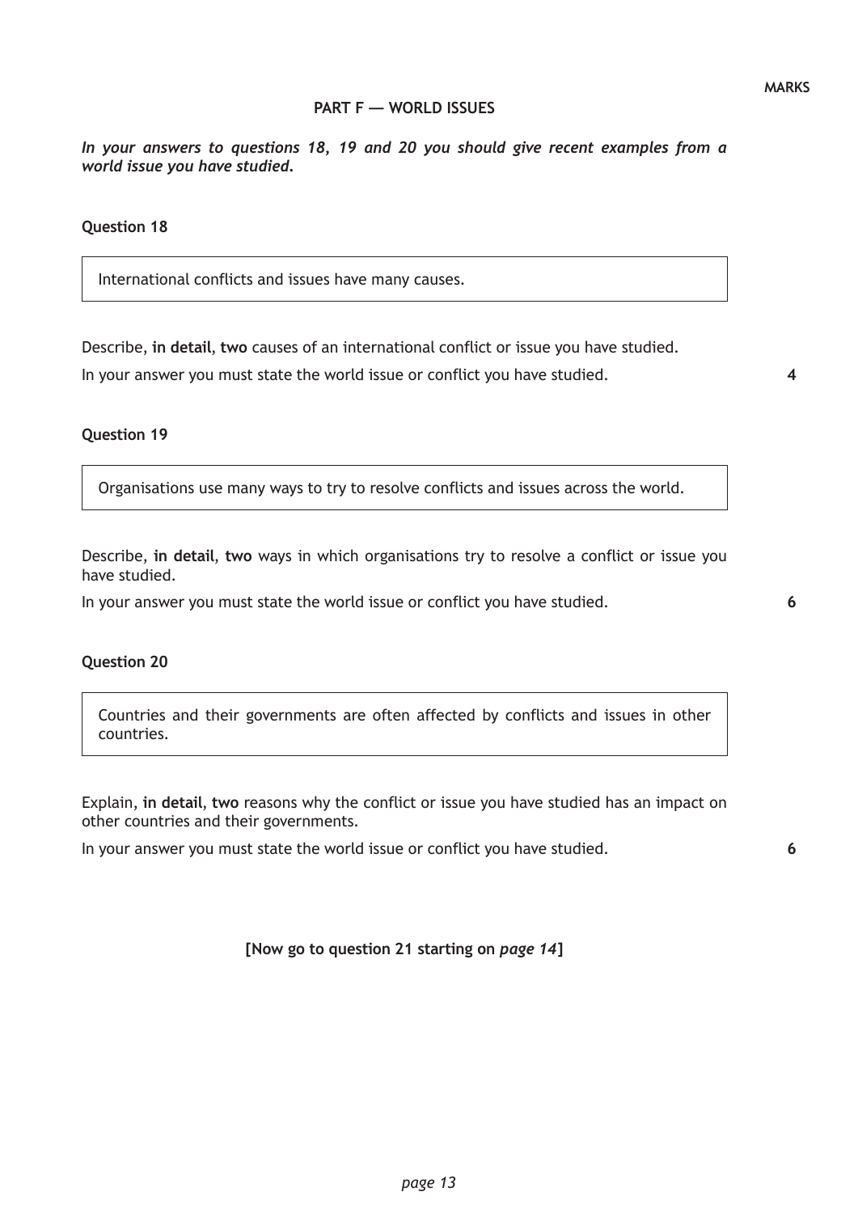MARKS

## PART F — WORLD ISSUES

***In your answers to questions 18, 19 and 20 you should give recent examples from a world issue you have studied.***

### Question 18

> International conflicts and issues have many causes.

Describe, **in detail**, **two** causes of an international conflict or issue you have studied.

In your answer you must state the world issue or conflict you have studied. **4**

### Question 19

> Organisations use many ways to try to resolve conflicts and issues across the world.

Describe, **in detail**, **two** ways in which organisations try to resolve a conflict or issue you have studied.

In your answer you must state the world issue or conflict you have studied. **6**

### Question 20

> Countries and their governments are often affected by conflicts and issues in other countries.

Explain, **in detail**, **two** reasons why the conflict or issue you have studied has an impact on other countries and their governments.

In your answer you must state the world issue or conflict you have studied. **6**

**[Now go to question 21 starting on *page 14*]**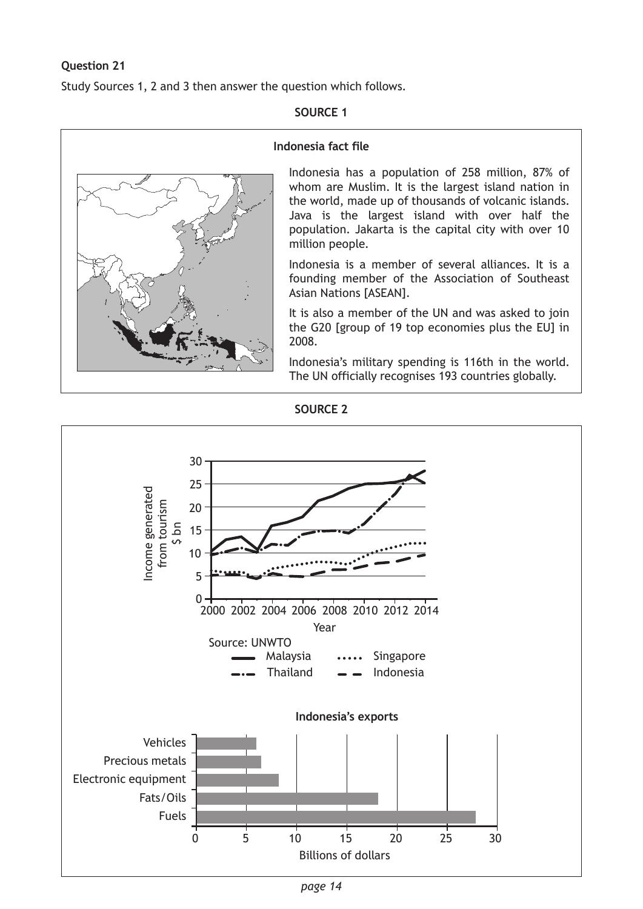**Question 21**

Study Sources 1, 2 and 3 then answer the question which follows.

**SOURCE 1**

**Indonesia fact file**

Indonesia has a population of 258 million, 87% of whom are Muslim. It is the largest island nation in the world, made up of thousands of volcanic islands. Java is the largest island with over half the population. Jakarta is the capital city with over 10 million people.

Indonesia is a member of several alliances. It is a founding member of the Association of Southeast Asian Nations [ASEAN].

It is also a member of the UN and was asked to join the G20 [group of 19 top economies plus the EU] in 2008.

Indonesia's military spending is 116th in the world. The UN officially recognises 193 countries globally.

**SOURCE 2**

Income generated from tourism $ bn

Year

Source: UNWTO

Malaysia, Singapore, Thailand, Indonesia

**Indonesia's exports**

Vehicles, Precious metals, Electronic equipment, Fats/Oils, Fuels

Billions of dollars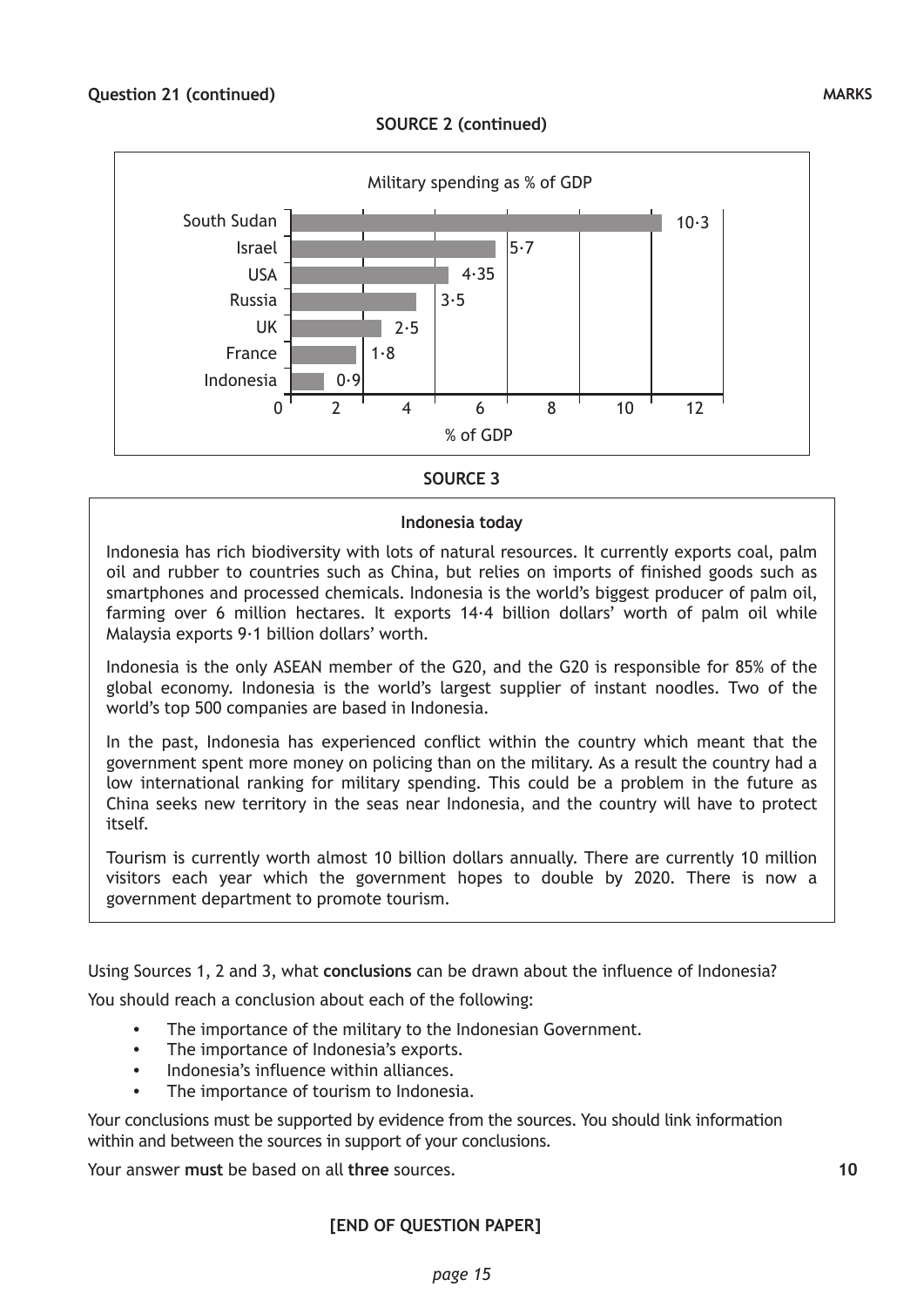**Question 21 (continued)**

**MARKS**

**SOURCE 2 (continued)**

Military spending as % of GDP

| Country | % of GDP |
| --- | --- |
| South Sudan | 10·3 |
| Israel | 5·7 |
| USA | 4·35 |
| Russia | 3·5 |
| UK | 2·5 |
| France | 1·8 |
| Indonesia | 0·9 |

**SOURCE 3**

**Indonesia today**

Indonesia has rich biodiversity with lots of natural resources. It currently exports coal, palm oil and rubber to countries such as China, but relies on imports of finished goods such as smartphones and processed chemicals. Indonesia is the world's biggest producer of palm oil, farming over 6 million hectares. It exports 14·4 billion dollars' worth of palm oil while Malaysia exports 9·1 billion dollars' worth.

Indonesia is the only ASEAN member of the G20, and the G20 is responsible for 85% of the global economy. Indonesia is the world's largest supplier of instant noodles. Two of the world's top 500 companies are based in Indonesia.

In the past, Indonesia has experienced conflict within the country which meant that the government spent more money on policing than on the military. As a result the country had a low international ranking for military spending. This could be a problem in the future as China seeks new territory in the seas near Indonesia, and the country will have to protect itself.

Tourism is currently worth almost 10 billion dollars annually. There are currently 10 million visitors each year which the government hopes to double by 2020. There is now a government department to promote tourism.

Using Sources 1, 2 and 3, what **conclusions** can be drawn about the influence of Indonesia?

You should reach a conclusion about each of the following:

- The importance of the military to the Indonesian Government.
- The importance of Indonesia's exports.
- Indonesia's influence within alliances.
- The importance of tourism to Indonesia.

Your conclusions must be supported by evidence from the sources. You should link information within and between the sources in support of your conclusions.

Your answer **must** be based on all **three** sources. **10**

**[END OF QUESTION PAPER]**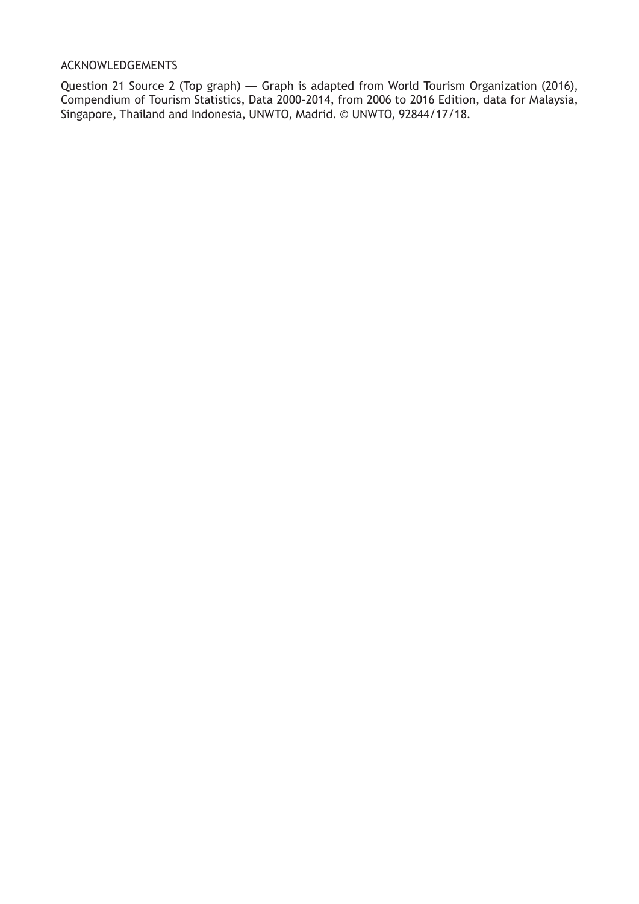ACKNOWLEDGEMENTS

Question 21 Source 2 (Top graph) — Graph is adapted from World Tourism Organization (2016), Compendium of Tourism Statistics, Data 2000-2014, from 2006 to 2016 Edition, data for Malaysia, Singapore, Thailand and Indonesia, UNWTO, Madrid. © UNWTO, 92844/17/18.